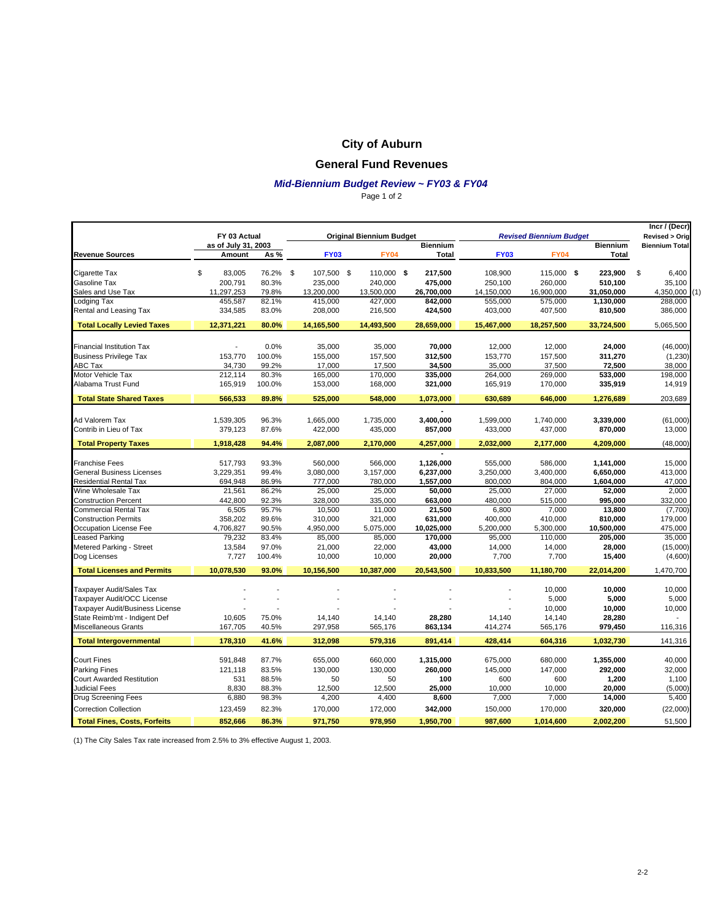# City of Auburn

## General Fund Revenues

### *Mid-Biennium Budget Review ~ FY03 & FY04*

| Revenue Sources | FY 03 Actual as of July 31, 2003 Amount | As % | Original Biennium Budget FY03 | FY04 | Biennium Total | *Revised Biennium Budget* FY03 | FY04 | Biennium Total | Incr / (Decr) Revised > Orig Biennium Total |
|---|---|---|---|---|---|---|---|---|---|
| Cigarette Tax | $ 83,005 | 76.2% | $ 107,500 | $ 110,000 | **$ 217,500** | 108,900 | 115,000 | **$ 223,900** | $ 6,400 |
| Gasoline Tax | 200,791 | 80.3% | 235,000 | 240,000 | **475,000** | 250,100 | 260,000 | **510,100** | 35,100 |
| Sales and Use Tax | 11,297,253 | 79.8% | 13,200,000 | 13,500,000 | **26,700,000** | 14,150,000 | 16,900,000 | **31,050,000** | 4,350,000 (1) |
| Lodging Tax | 455,587 | 82.1% | 415,000 | 427,000 | **842,000** | 555,000 | 575,000 | **1,130,000** | 288,000 |
| Rental and Leasing Tax | 334,585 | 83.0% | 208,000 | 216,500 | **424,500** | 403,000 | 407,500 | **810,500** | 386,000 |
| **Total Locally Levied Taxes** | **12,371,221** | **80.0%** | **14,165,500** | **14,493,500** | **28,659,000** | **15,467,000** | **18,257,500** | **33,724,500** | 5,065,500 |
| Financial Institution Tax | - | 0.0% | 35,000 | 35,000 | **70,000** | 12,000 | 12,000 | **24,000** | (46,000) |
| Business Privilege Tax | 153,770 | 100.0% | 155,000 | 157,500 | **312,500** | 153,770 | 157,500 | **311,270** | (1,230) |
| ABC Tax | 34,730 | 99.2% | 17,000 | 17,500 | **34,500** | 35,000 | 37,500 | **72,500** | 38,000 |
| Motor Vehicle Tax | 212,114 | 80.3% | 165,000 | 170,000 | **335,000** | 264,000 | 269,000 | **533,000** | 198,000 |
| Alabama Trust Fund | 165,919 | 100.0% | 153,000 | 168,000 | **321,000** | 165,919 | 170,000 | **335,919** | 14,919 |
| **Total State Shared Taxes** | **566,533** | **89.8%** | **525,000** | **548,000** | **1,073,000** | **630,689** | **646,000** | **1,276,689** | 203,689 |
| Ad Valorem Tax | 1,539,305 | 96.3% | 1,665,000 | 1,735,000 | **3,400,000** | 1,599,000 | 1,740,000 | **3,339,000** | (61,000) |
| Contrib in Lieu of Tax | 379,123 | 87.6% | 422,000 | 435,000 | **857,000** | 433,000 | 437,000 | **870,000** | 13,000 |
| **Total Property Taxes** | **1,918,428** | **94.4%** | **2,087,000** | **2,170,000** | **4,257,000** | **2,032,000** | **2,177,000** | **4,209,000** | (48,000) |
| Franchise Fees | 517,793 | 93.3% | 560,000 | 566,000 | **1,126,000** | 555,000 | 586,000 | **1,141,000** | 15,000 |
| General Business Licenses | 3,229,351 | 99.4% | 3,080,000 | 3,157,000 | **6,237,000** | 3,250,000 | 3,400,000 | **6,650,000** | 413,000 |
| Residential Rental Tax | 694,948 | 86.9% | 777,000 | 780,000 | **1,557,000** | 800,000 | 804,000 | **1,604,000** | 47,000 |
| Wine Wholesale Tax | 21,561 | 86.2% | 25,000 | 25,000 | **50,000** | 25,000 | 27,000 | **52,000** | 2,000 |
| Construction Percent | 442,800 | 92.3% | 328,000 | 335,000 | **663,000** | 480,000 | 515,000 | **995,000** | 332,000 |
| Commercial Rental Tax | 6,505 | 95.7% | 10,500 | 11,000 | **21,500** | 6,800 | 7,000 | **13,800** | (7,700) |
| Construction Permits | 358,202 | 89.6% | 310,000 | 321,000 | **631,000** | 400,000 | 410,000 | **810,000** | 179,000 |
| Occupation License Fee | 4,706,827 | 90.5% | 4,950,000 | 5,075,000 | **10,025,000** | 5,200,000 | 5,300,000 | **10,500,000** | 475,000 |
| Leased Parking | 79,232 | 83.4% | 85,000 | 85,000 | **170,000** | 95,000 | 110,000 | **205,000** | 35,000 |
| Metered Parking - Street | 13,584 | 97.0% | 21,000 | 22,000 | **43,000** | 14,000 | 14,000 | **28,000** | (15,000) |
| Dog Licenses | 7,727 | 100.4% | 10,000 | 10,000 | **20,000** | 7,700 | 7,700 | **15,400** | (4,600) |
| **Total Licenses and Permits** | **10,078,530** | **93.0%** | **10,156,500** | **10,387,000** | **20,543,500** | **10,833,500** | **11,180,700** | **22,014,200** | 1,470,700 |
| Taxpayer Audit/Sales Tax | - | - | - | - | - | - | 10,000 | **10,000** | 10,000 |
| Taxpayer Audit/OCC License | - | - | - | - | - | - | 5,000 | **5,000** | 5,000 |
| Taxpayer Audit/Business License | - | - | - | - | - | - | 10,000 | **10,000** | 10,000 |
| State Reimb'mt - Indigent Def | 10,605 | 75.0% | 14,140 | 14,140 | **28,280** | 14,140 | 14,140 | **28,280** | - |
| Miscellaneous Grants | 167,705 | 40.5% | 297,958 | 565,176 | **863,134** | 414,274 | 565,176 | **979,450** | 116,316 |
| **Total Intergovernmental** | **178,310** | **41.6%** | **312,098** | **579,316** | **891,414** | **428,414** | **604,316** | **1,032,730** | 141,316 |
| Court Fines | 591,848 | 87.7% | 655,000 | 660,000 | **1,315,000** | 675,000 | 680,000 | **1,355,000** | 40,000 |
| Parking Fines | 121,118 | 83.5% | 130,000 | 130,000 | **260,000** | 145,000 | 147,000 | **292,000** | 32,000 |
| Court Awarded Restitution | 531 | 88.5% | 50 | 50 | **100** | 600 | 600 | **1,200** | 1,100 |
| Judicial Fees | 8,830 | 88.3% | 12,500 | 12,500 | **25,000** | 10,000 | 10,000 | **20,000** | (5,000) |
| Drug Screening Fees | 6,880 | 98.3% | 4,200 | 4,400 | **8,600** | 7,000 | 7,000 | **14,000** | 5,400 |
| Correction Collection | 123,459 | 82.3% | 170,000 | 172,000 | **342,000** | 150,000 | 170,000 | **320,000** | (22,000) |
| **Total Fines, Costs, Forfeits** | **852,666** | **86.3%** | **971,750** | **978,950** | **1,950,700** | **987,600** | **1,014,600** | **2,002,200** | 51,500 |

(1) The City Sales Tax rate increased from 2.5% to 3% effective August 1, 2003.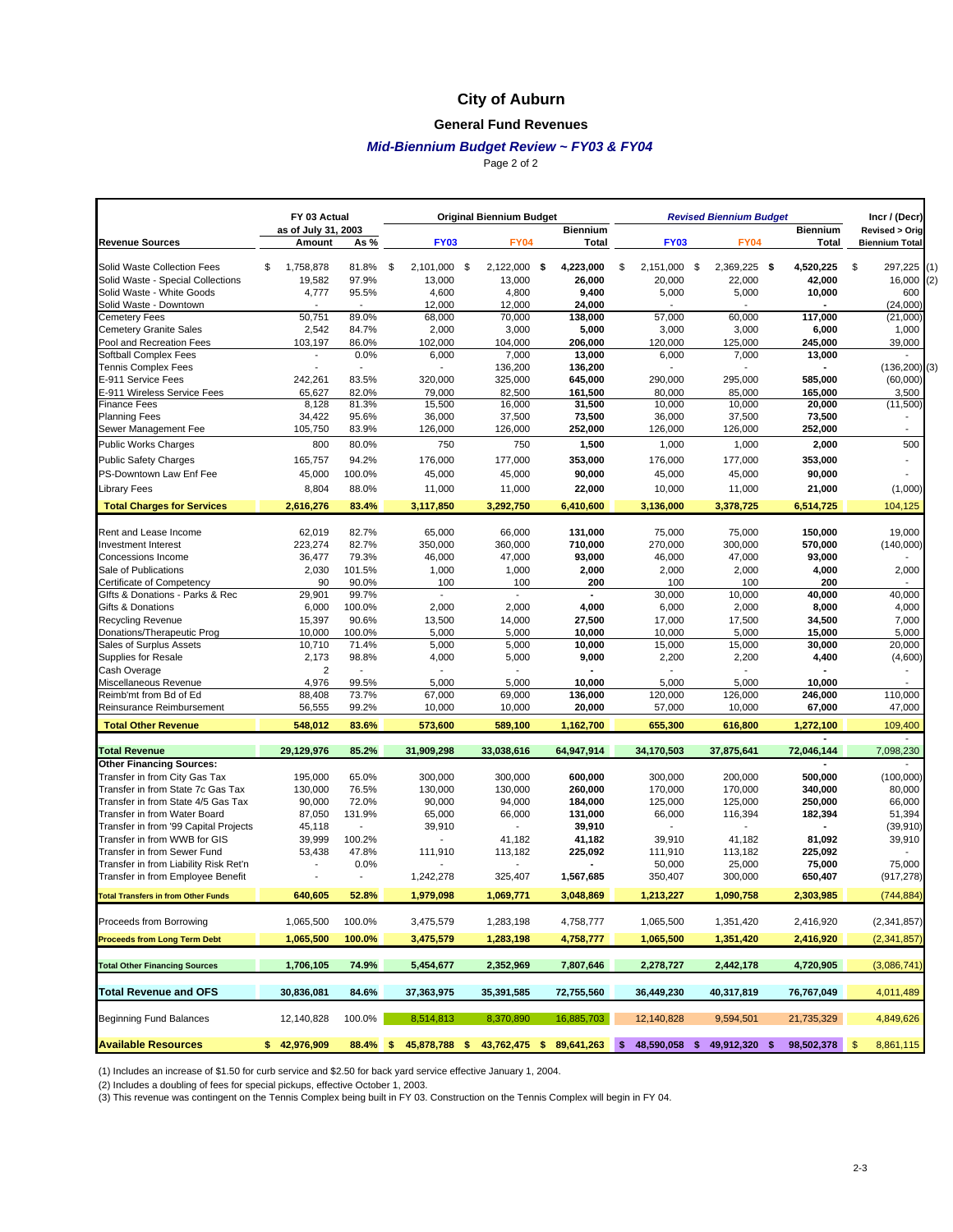# City of Auburn

## General Fund Revenues

### *Mid-Biennium Budget Review ~ FY03 & FY04*

Page 2 of 2

| Revenue Sources | FY 03 Actual as of July 31, 2003 Amount | As % | Original Biennium Budget FY03 | FY04 | Biennium Total | Revised Biennium Budget FY03 | FY04 | Biennium Total | Incr / (Decr) Revised > Orig Biennium Total | |
|---|---|---|---|---|---|---|---|---|---|---|
| Solid Waste Collection Fees | $ 1,758,878 | 81.8% | $ 2,101,000 | $ 2,122,000 | $ 4,223,000 | $ 2,151,000 | $ 2,369,225 | $ 4,520,225 | $ 297,225 | (1) |
| Solid Waste - Special Collections | 19,582 | 97.9% | 13,000 | 13,000 | 26,000 | 20,000 | 22,000 | 42,000 | 16,000 | (2) |
| Solid Waste - White Goods | 4,777 | 95.5% | 4,600 | 4,800 | 9,400 | 5,000 | 5,000 | 10,000 | 600 | |
| Solid Waste - Downtown | - | - | 12,000 | 12,000 | 24,000 | - | - | - | (24,000) | |
| Cemetery Fees | 50,751 | 89.0% | 68,000 | 70,000 | 138,000 | 57,000 | 60,000 | 117,000 | (21,000) | |
| Cemetery Granite Sales | 2,542 | 84.7% | 2,000 | 3,000 | 5,000 | 3,000 | 3,000 | 6,000 | 1,000 | |
| Pool and Recreation Fees | 103,197 | 86.0% | 102,000 | 104,000 | 206,000 | 120,000 | 125,000 | 245,000 | 39,000 | |
| Softball Complex Fees | - | 0.0% | 6,000 | 7,000 | 13,000 | 6,000 | 7,000 | 13,000 | - | |
| Tennis Complex Fees | - | | - | 136,200 | 136,200 | - | - | - | (136,200) | (3) |
| E-911 Service Fees | 242,261 | 83.5% | 320,000 | 325,000 | 645,000 | 290,000 | 295,000 | 585,000 | (60,000) | |
| E-911 Wireless Service Fees | 65,627 | 82.0% | 79,000 | 82,500 | 161,500 | 80,000 | 85,000 | 165,000 | 3,500 | |
| Finance Fees | 8,128 | 81.3% | 15,500 | 16,000 | 31,500 | 10,000 | 10,000 | 20,000 | (11,500) | |
| Planning Fees | 34,422 | 95.6% | 36,000 | 37,500 | 73,500 | 36,000 | 37,500 | 73,500 | - | |
| Sewer Management Fee | 105,750 | 83.9% | 126,000 | 126,000 | 252,000 | 126,000 | 126,000 | 252,000 | - | |
| Public Works Charges | 800 | 80.0% | 750 | 750 | 1,500 | 1,000 | 1,000 | 2,000 | 500 | |
| Public Safety Charges | 165,757 | 94.2% | 176,000 | 177,000 | 353,000 | 176,000 | 177,000 | 353,000 | - | |
| PS-Downtown Law Enf Fee | 45,000 | 100.0% | 45,000 | 45,000 | 90,000 | 45,000 | 45,000 | 90,000 | - | |
| Library Fees | 8,804 | 88.0% | 11,000 | 11,000 | 22,000 | 10,000 | 11,000 | 21,000 | (1,000) | |
| **Total Charges for Services** | **2,616,276** | **83.4%** | **3,117,850** | **3,292,750** | **6,410,600** | **3,136,000** | **3,378,725** | **6,514,725** | **104,125** | |
| Rent and Lease Income | 62,019 | 82.7% | 65,000 | 66,000 | 131,000 | 75,000 | 75,000 | 150,000 | 19,000 | |
| Investment Interest | 223,274 | 82.7% | 350,000 | 360,000 | 710,000 | 270,000 | 300,000 | 570,000 | (140,000) | |
| Concessions Income | 36,477 | 79.3% | 46,000 | 47,000 | 93,000 | 46,000 | 47,000 | 93,000 | - | |
| Sale of Publications | 2,030 | 101.5% | 1,000 | 1,000 | 2,000 | 2,000 | 2,000 | 4,000 | 2,000 | |
| Certificate of Competency | 90 | 90.0% | 100 | 100 | 200 | 100 | 100 | 200 | - | |
| GIfts & Donations - Parks & Rec | 29,901 | 99.7% | - | - | - | 30,000 | 10,000 | 40,000 | 40,000 | |
| Gifts & Donations | 6,000 | 100.0% | 2,000 | 2,000 | 4,000 | 6,000 | 2,000 | 8,000 | 4,000 | |
| Recycling Revenue | 15,397 | 90.6% | 13,500 | 14,000 | 27,500 | 17,000 | 17,500 | 34,500 | 7,000 | |
| Donations/Therapeutic Prog | 10,000 | 100.0% | 5,000 | 5,000 | 10,000 | 10,000 | 5,000 | 15,000 | 5,000 | |
| Sales of Surplus Assets | 10,710 | 71.4% | 5,000 | 5,000 | 10,000 | 15,000 | 15,000 | 30,000 | 20,000 | |
| Supplies for Resale | 2,173 | 98.8% | 4,000 | 5,000 | 9,000 | 2,200 | 2,200 | 4,400 | (4,600) | |
| Cash Overage | 2 | - | - | - | - | - | - | - | - | |
| Miscellaneous Revenue | 4,976 | 99.5% | 5,000 | 5,000 | 10,000 | 5,000 | 5,000 | 10,000 | - | |
| Reimb'mt from Bd of Ed | 88,408 | 73.7% | 67,000 | 69,000 | 136,000 | 120,000 | 126,000 | 246,000 | 110,000 | |
| Reinsurance Reimbursement | 56,555 | 99.2% | 10,000 | 10,000 | 20,000 | 57,000 | 10,000 | 67,000 | 47,000 | |
| **Total Other Revenue** | **548,012** | **83.6%** | **573,600** | **589,100** | **1,162,700** | **655,300** | **616,800** | **1,272,100** | **109,400** | |
| | | | | | | | | - | - | |
| **Total Revenue** | **29,129,976** | **85.2%** | **31,909,298** | **33,038,616** | **64,947,914** | **34,170,503** | **37,875,641** | **72,046,144** | **7,098,230** | |
| **Other Financing Sources:** | | | | | | | | - | - | |
| Transfer in from City Gas Tax | 195,000 | 65.0% | 300,000 | 300,000 | 600,000 | 300,000 | 200,000 | 500,000 | (100,000) | |
| Transfer in from State 7c Gas Tax | 130,000 | 76.5% | 130,000 | 130,000 | 260,000 | 170,000 | 170,000 | 340,000 | 80,000 | |
| Transfer in from State 4/5 Gas Tax | 90,000 | 72.0% | 90,000 | 94,000 | 184,000 | 125,000 | 125,000 | 250,000 | 66,000 | |
| Transfer in from Water Board | 87,050 | 131.9% | 65,000 | 66,000 | 131,000 | 66,000 | 116,394 | 182,394 | 51,394 | |
| Transfer in from '99 Capital Projects | 45,118 | - | 39,910 | - | 39,910 | - | - | - | (39,910) | |
| Transfer in from WWB for GIS | 39,999 | 100.2% | - | 41,182 | 41,182 | 39,910 | 41,182 | 81,092 | 39,910 | |
| Transfer in from Sewer Fund | 53,438 | 47.8% | 111,910 | 113,182 | 225,092 | 111,910 | 113,182 | 225,092 | - | |
| Transfer in from Liability Risk Ret'n | - | 0.0% | - | - | - | 50,000 | 25,000 | 75,000 | 75,000 | |
| Transfer in from Employee Benefit | - | - | 1,242,278 | 325,407 | 1,567,685 | 350,407 | 300,000 | 650,407 | (917,278) | |
| **Total Transfers in from Other Funds** | **640,605** | **52.8%** | **1,979,098** | **1,069,771** | **3,048,869** | **1,213,227** | **1,090,758** | **2,303,985** | **(744,884)** | |
| Proceeds from Borrowing | 1,065,500 | 100.0% | 3,475,579 | 1,283,198 | 4,758,777 | 1,065,500 | 1,351,420 | 2,416,920 | (2,341,857) | |
| **Proceeds from Long Term Debt** | **1,065,500** | **100.0%** | **3,475,579** | **1,283,198** | **4,758,777** | **1,065,500** | **1,351,420** | **2,416,920** | **(2,341,857)** | |
| **Total Other Financing Sources** | **1,706,105** | **74.9%** | **5,454,677** | **2,352,969** | **7,807,646** | **2,278,727** | **2,442,178** | **4,720,905** | **(3,086,741)** | |
| **Total Revenue and OFS** | **30,836,081** | **84.6%** | **37,363,975** | **35,391,585** | **72,755,560** | **36,449,230** | **40,317,819** | **76,767,049** | **4,011,489** | |
| Beginning Fund Balances | 12,140,828 | 100.0% | 8,514,813 | 8,370,890 | 16,885,703 | 12,140,828 | 9,594,501 | 21,735,329 | 4,849,626 | |
| **Available Resources** | **$ 42,976,909** | **88.4%** | **$ 45,878,788** | **$ 43,762,475** | **$ 89,641,263** | **$ 48,590,058** | **$ 49,912,320** | **$ 98,502,378** | **$ 8,861,115** | |

(1) Includes an increase of $1.50 for curb service and $2.50 for back yard service effective January 1, 2004.

(2) Includes a doubling of fees for special pickups, effective October 1, 2003.

(3) This revenue was contingent on the Tennis Complex being built in FY 03. Construction on the Tennis Complex will begin in FY 04.